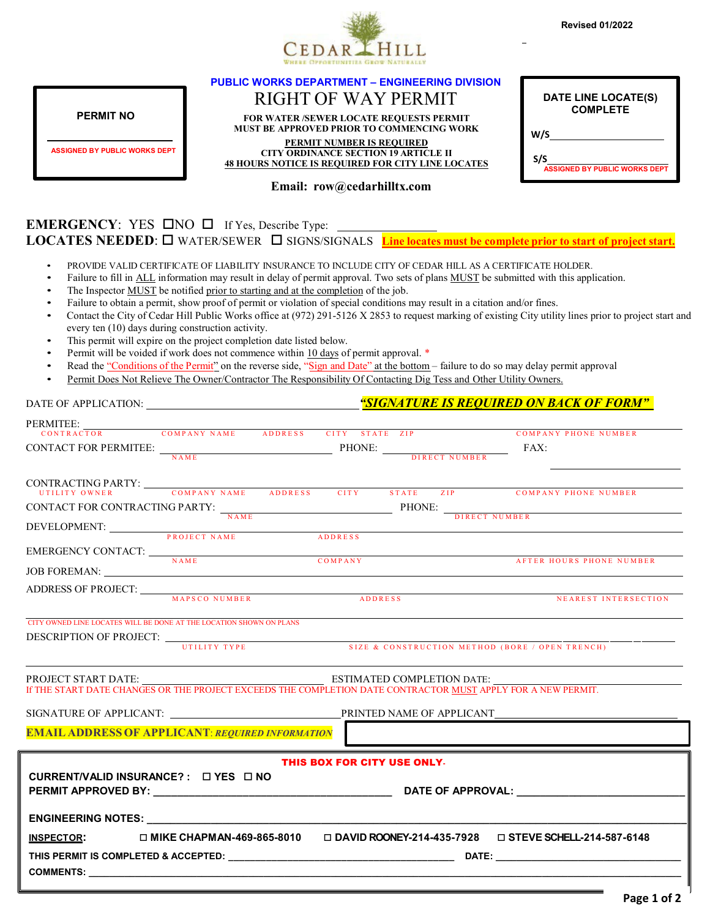Revised 01/2022

CEDAR HILL
WHERE OPPORTUNITIES GROW NATURALLY

**PERMIT NO**

______________________

ASSIGNED BY PUBLIC WORKS DEPT

**PUBLIC WORKS DEPARTMENT – ENGINEERING DIVISION**

# RIGHT OF WAY PERMIT

**FOR WATER /SEWER LOCATE REQUESTS PERMIT MUST BE APPROVED PRIOR TO COMMENCING WORK**

**PERMIT NUMBER IS REQUIRED**
**CITY ORDINANCE SECTION 19 ARTICLE II**
**48 HOURS NOTICE IS REQUIRED FOR CITY LINE LOCATES**

**Email: row@cedarhilltx.com**

**DATE LINE LOCATE(S) COMPLETE**

W/S______________________

S/S______________________
ASSIGNED BY PUBLIC WORKS DEPT

**EMERGENCY**: YES ☐NO ☐ If Yes, Describe Type: ________________

**LOCATES NEEDED**: ☐ WATER/SEWER ☐ SIGNS/SIGNALS **Line locates must be complete prior to start of project start.**

- PROVIDE VALID CERTIFICATE OF LIABILITY INSURANCE TO INCLUDE CITY OF CEDAR HILL AS A CERTIFICATE HOLDER.
- Failure to fill in ALL information may result in delay of permit approval. Two sets of plans MUST be submitted with this application.
- The Inspector MUST be notified prior to starting and at the completion of the job.
- Failure to obtain a permit, show proof of permit or violation of special conditions may result in a citation and/or fines.
- Contact the City of Cedar Hill Public Works office at (972) 291-5126 X 2853 to request marking of existing City utility lines prior to project start and every ten (10) days during construction activity.
- This permit will expire on the project completion date listed below.
- Permit will be voided if work does not commence within 10 days of permit approval. *
- Read the "Conditions of the Permit" on the reverse side, "Sign and Date" at the bottom – failure to do so may delay permit approval
- Permit Does Not Relieve The Owner/Contractor The Responsibility Of Contacting Dig Tess and Other Utility Owners.

DATE OF APPLICATION: ______________________ ***"SIGNATURE IS REQUIRED ON BACK OF FORM"***

PERMITEE: ______________________
CONTRACTOR — COMPANY NAME — ADDRESS — CITY — STATE — ZIP — COMPANY PHONE NUMBER

CONTACT FOR PERMITEE: ______________________ PHONE: ______________________ FAX: ______________________
NAME — DIRECT NUMBER

CONTRACTING PARTY: ______________________
UTILITY OWNER — COMPANY NAME — ADDRESS — CITY — STATE — ZIP — COMPANY PHONE NUMBER

CONTACT FOR CONTRACTING PARTY: ______________________ PHONE: ______________________
NAME — DIRECT NUMBER

DEVELOPMENT: ______________________
PROJECT NAME — ADDRESS

EMERGENCY CONTACT: ______________________
NAME — COMPANY — AFTER HOURS PHONE NUMBER

JOB FOREMAN: ______________________

ADDRESS OF PROJECT: ______________________
MAPSCO NUMBER — ADDRESS — NEAREST INTERSECTION

CITY OWNED LINE LOCATES WILL BE DONE AT THE LOCATION SHOWN ON PLANS

DESCRIPTION OF PROJECT: ______________________
UTILITY TYPE — SIZE & CONSTRUCTION METHOD (BORE / OPEN TRENCH)

PROJECT START DATE: ______________________ ESTIMATED COMPLETION DATE: ______________________
If THE START DATE CHANGES OR THE PROJECT EXCEEDS THE COMPLETION DATE CONTRACTOR MUST APPLY FOR A NEW PERMIT.

SIGNATURE OF APPLICANT: ______________________ PRINTED NAME OF APPLICANT______________________

**EMAIL ADDRESS OF APPLICANT**: ***REQUIRED INFORMATION*** ______________________

**THIS BOX FOR CITY USE ONLY.**

**CURRENT/VALID INSURANCE? :** ☐ **YES** ☐ **NO**

**PERMIT APPROVED BY:** ______________________ **DATE OF APPROVAL:** ______________________

**ENGINEERING NOTES:** ______________________

**INSPECTOR:** ☐ **MIKE CHAPMAN-469-865-8010** ☐ **DAVID ROONEY-214-435-7928** ☐ **STEVE SCHELL-214-587-6148**

**THIS PERMIT IS COMPLETED & ACCEPTED:** ______________________ **DATE:** ______________________

**COMMENTS:** ______________________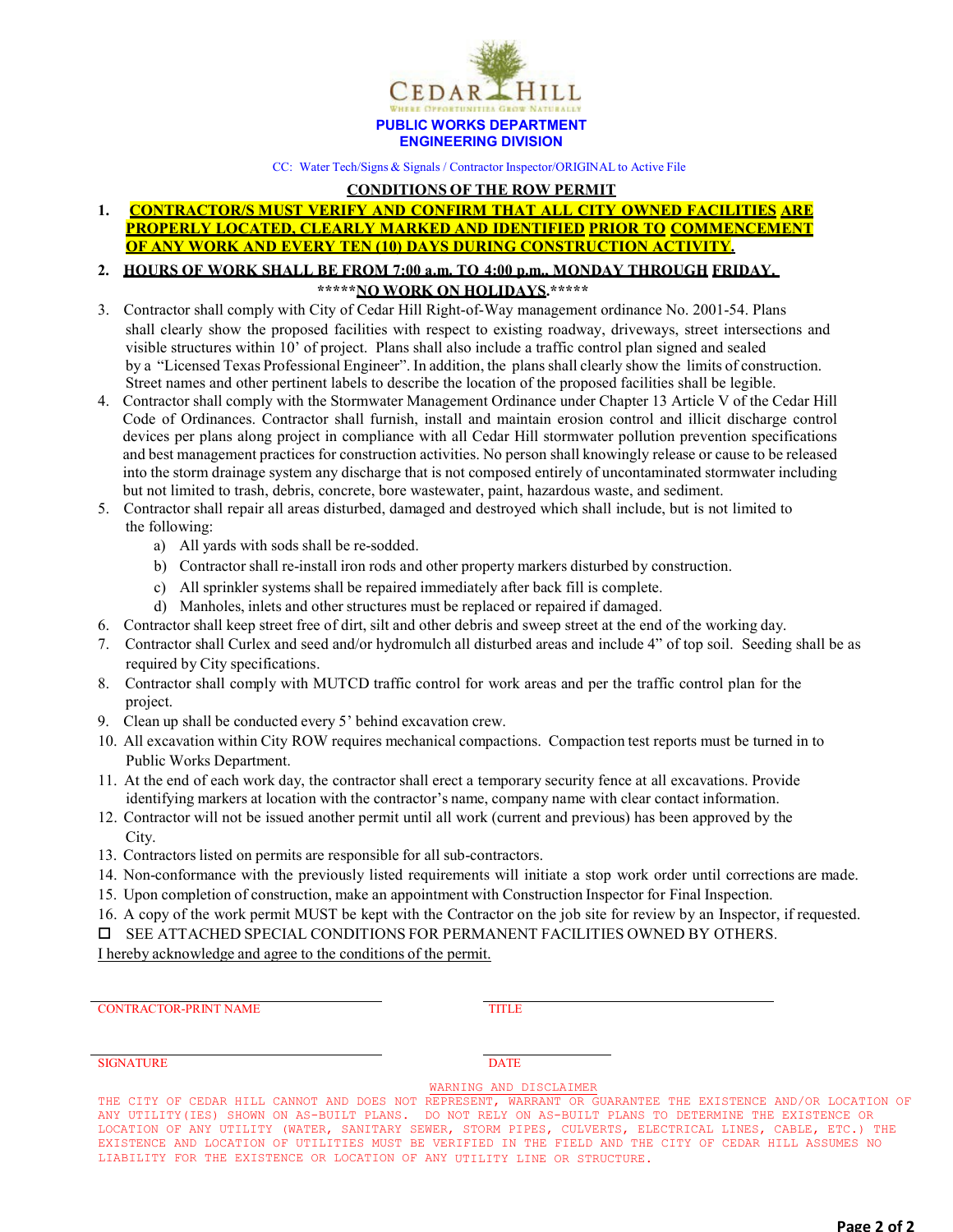CEDAR HILL
WHERE OPPORTUNITIES GROW NATURALLY

**PUBLIC WORKS DEPARTMENT**
**ENGINEERING DIVISION**

CC: Water Tech/Signs & Signals / Contractor Inspector/ORIGINAL to Active File

## CONDITIONS OF THE ROW PERMIT

1. **CONTRACTOR/S MUST VERIFY AND CONFIRM THAT ALL CITY OWNED FACILITIES ARE PROPERLY LOCATED, CLEARLY MARKED AND IDENTIFIED PRIOR TO COMMENCEMENT OF ANY WORK AND EVERY TEN (10) DAYS DURING CONSTRUCTION ACTIVITY.**
2. **HOURS OF WORK SHALL BE FROM 7:00 a.m. TO 4:00 p.m., MONDAY THROUGH FRIDAY.**
   **\*\*\*\*\*NO WORK ON HOLIDAYS.\*\*\*\*\***
3. Contractor shall comply with City of Cedar Hill Right-of-Way management ordinance No. 2001-54. Plans shall clearly show the proposed facilities with respect to existing roadway, driveways, street intersections and visible structures within 10' of project. Plans shall also include a traffic control plan signed and sealed by a "Licensed Texas Professional Engineer". In addition, the plans shall clearly show the limits of construction. Street names and other pertinent labels to describe the location of the proposed facilities shall be legible.
4. Contractor shall comply with the Stormwater Management Ordinance under Chapter 13 Article V of the Cedar Hill Code of Ordinances. Contractor shall furnish, install and maintain erosion control and illicit discharge control devices per plans along project in compliance with all Cedar Hill stormwater pollution prevention specifications and best management practices for construction activities. No person shall knowingly release or cause to be released into the storm drainage system any discharge that is not composed entirely of uncontaminated stormwater including but not limited to trash, debris, concrete, bore wastewater, paint, hazardous waste, and sediment.
5. Contractor shall repair all areas disturbed, damaged and destroyed which shall include, but is not limited to the following:
   a) All yards with sods shall be re-sodded.
   b) Contractor shall re-install iron rods and other property markers disturbed by construction.
   c) All sprinkler systems shall be repaired immediately after back fill is complete.
   d) Manholes, inlets and other structures must be replaced or repaired if damaged.
6. Contractor shall keep street free of dirt, silt and other debris and sweep street at the end of the working day.
7. Contractor shall Curlex and seed and/or hydromulch all disturbed areas and include 4" of top soil. Seeding shall be as required by City specifications.
8. Contractor shall comply with MUTCD traffic control for work areas and per the traffic control plan for the project.
9. Clean up shall be conducted every 5' behind excavation crew.
10. All excavation within City ROW requires mechanical compactions. Compaction test reports must be turned in to Public Works Department.
11. At the end of each work day, the contractor shall erect a temporary security fence at all excavations. Provide identifying markers at location with the contractor's name, company name with clear contact information.
12. Contractor will not be issued another permit until all work (current and previous) has been approved by the City.
13. Contractors listed on permits are responsible for all sub-contractors.
14. Non-conformance with the previously listed requirements will initiate a stop work order until corrections are made.
15. Upon completion of construction, make an appointment with Construction Inspector for Final Inspection.
16. A copy of the work permit MUST be kept with the Contractor on the job site for review by an Inspector, if requested.

☐ SEE ATTACHED SPECIAL CONDITIONS FOR PERMANENT FACILITIES OWNED BY OTHERS.

I hereby acknowledge and agree to the conditions of the permit.

CONTRACTOR-PRINT NAME ______________________ TITLE ______________________

SIGNATURE ______________________ DATE ______________

WARNING AND DISCLAIMER

THE CITY OF CEDAR HILL CANNOT AND DOES NOT REPRESENT, WARRANT OR GUARANTEE THE EXISTENCE AND/OR LOCATION OF ANY UTILITY(IES) SHOWN ON AS-BUILT PLANS. DO NOT RELY ON AS-BUILT PLANS TO DETERMINE THE EXISTENCE OR LOCATION OF ANY UTILITY (WATER, SANITARY SEWER, STORM PIPES, CULVERTS, ELECTRICAL LINES, CABLE, ETC.) THE EXISTENCE AND LOCATION OF UTILITIES MUST BE VERIFIED IN THE FIELD AND THE CITY OF CEDAR HILL ASSUMES NO LIABILITY FOR THE EXISTENCE OR LOCATION OF ANY UTILITY LINE OR STRUCTURE.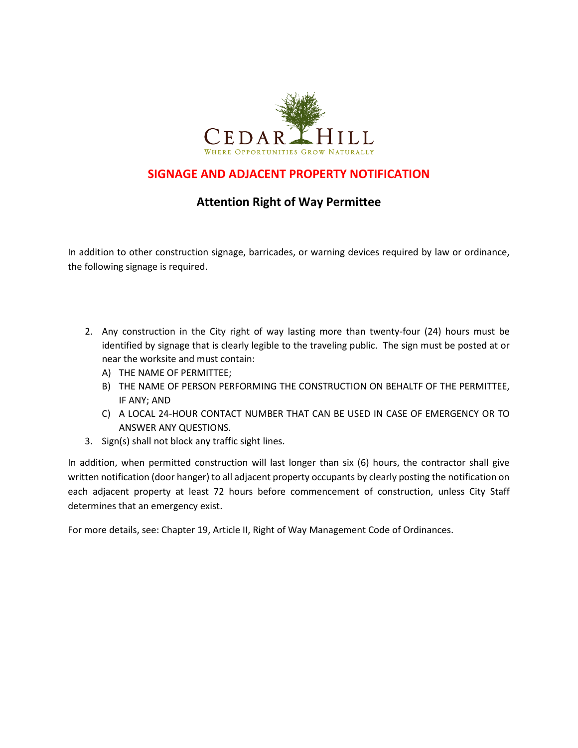CEDAR HILL

WHERE OPPORTUNITIES GROW NATURALLY

## SIGNAGE AND ADJACENT PROPERTY NOTIFICATION

### Attention Right of Way Permittee

In addition to other construction signage, barricades, or warning devices required by law or ordinance, the following signage is required.

2. Any construction in the City right of way lasting more than twenty-four (24) hours must be identified by signage that is clearly legible to the traveling public. The sign must be posted at or near the worksite and must contain:
   A) THE NAME OF PERMITTEE;
   B) THE NAME OF PERSON PERFORMING THE CONSTRUCTION ON BEHALTF OF THE PERMITTEE, IF ANY; AND
   C) A LOCAL 24-HOUR CONTACT NUMBER THAT CAN BE USED IN CASE OF EMERGENCY OR TO ANSWER ANY QUESTIONS.
3. Sign(s) shall not block any traffic sight lines.

In addition, when permitted construction will last longer than six (6) hours, the contractor shall give written notification (door hanger) to all adjacent property occupants by clearly posting the notification on each adjacent property at least 72 hours before commencement of construction, unless City Staff determines that an emergency exist.

For more details, see: Chapter 19, Article II, Right of Way Management Code of Ordinances.